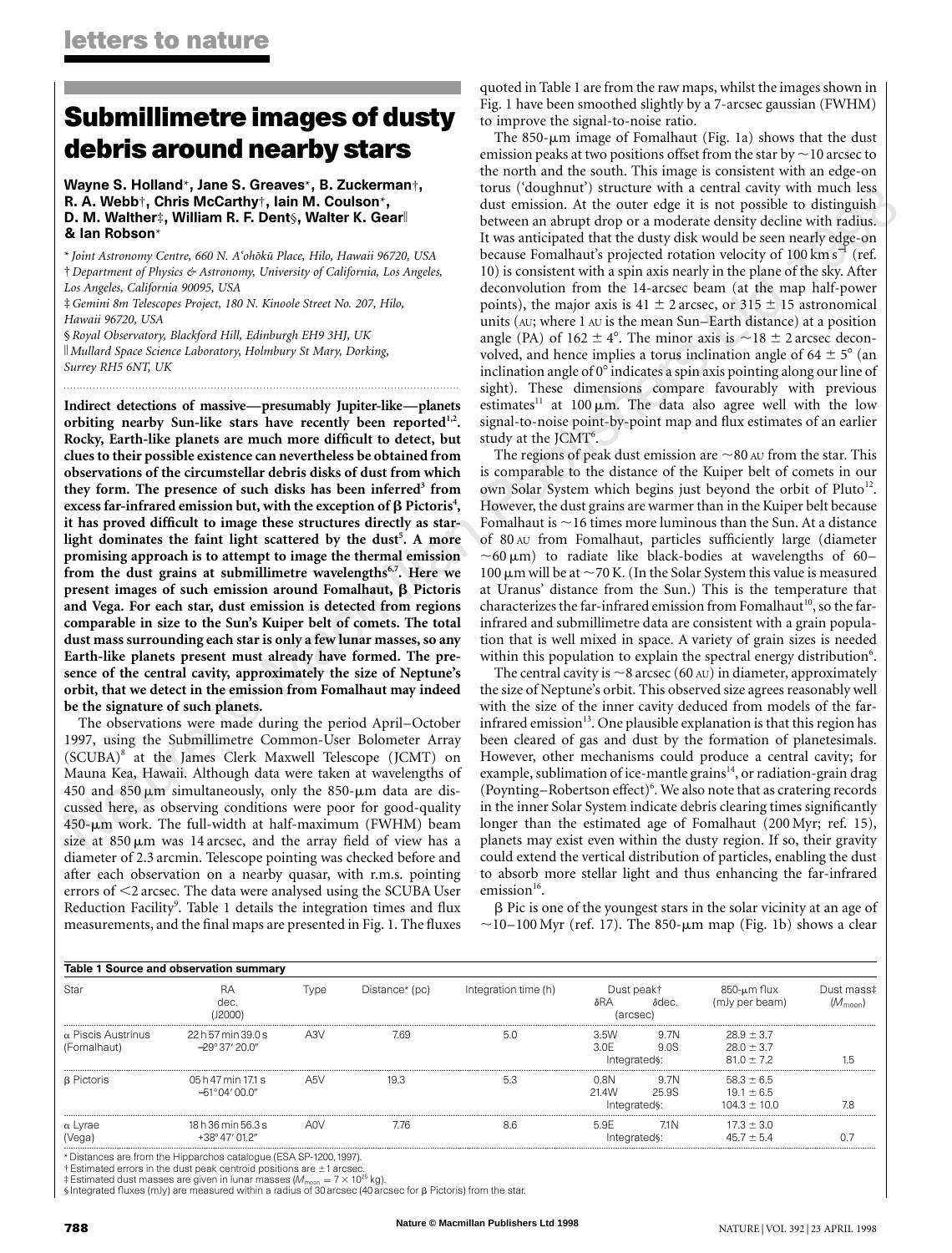# Submillimetre images of dusty debris around nearby stars

**Wayne S. Holland*, Jane S. Greaves*, B. Zuckerman†, R. A. Webb†, Chris McCarthy†, Iain M. Coulson*, D. M. Walther‡, William R. F. Dent§, Walter K. Gear‖ & Ian Robson***

\* *Joint Astronomy Centre, 660 N. A'ohōkū Place, Hilo, Hawaii 96720, USA*
† *Department of Physics & Astronomy, University of California, Los Angeles, Los Angeles, California 90095, USA*
‡ *Gemini 8m Telescopes Project, 180 N. Kinoole Street No. 207, Hilo, Hawaii 96720, USA*
§ *Royal Observatory, Blackford Hill, Edinburgh EH9 3HJ, UK*
‖ *Mullard Space Science Laboratory, Holmbury St Mary, Dorking, Surrey RH5 6NT, UK*

**Indirect detections of massive—presumably Jupiter-like—planets orbiting nearby Sun-like stars have recently been reported[1,2]. Rocky, Earth-like planets are much more difficult to detect, but clues to their possible existence can nevertheless be obtained from observations of the circumstellar debris disks of dust from which they form. The presence of such disks has been inferred[3] from excess far-infrared emission but, with the exception of β Pictoris[4], it has proved difficult to image these structures directly as starlight dominates the faint light scattered by the dust[5]. A more promising approach is to attempt to image the thermal emission from the dust grains at submillimetre wavelengths[6,7]. Here we present images of such emission around Fomalhaut, β Pictoris and Vega. For each star, dust emission is detected from regions comparable in size to the Sun's Kuiper belt of comets. The total dust mass surrounding each star is only a few lunar masses, so any Earth-like planets present must already have formed. The presence of the central cavity, approximately the size of Neptune's orbit, that we detect in the emission from Fomalhaut may indeed be the signature of such planets.**

The observations were made during the period April–October 1997, using the Submillimetre Common-User Bolometer Array (SCUBA)[8] at the James Clerk Maxwell Telescope (JCMT) on Mauna Kea, Hawaii. Although data were taken at wavelengths of 450 and 850 μm simultaneously, only the 850-μm data are discussed here, as observing conditions were poor for good-quality 450-μm work. The full-width at half-maximum (FWHM) beam size at 850 μm was 14 arcsec, and the array field of view has a diameter of 2.3 arcmin. Telescope pointing was checked before and after each observation on a nearby quasar, with r.m.s. pointing errors of <2 arcsec. The data were analysed using the SCUBA User Reduction Facility[9]. Table 1 details the integration times and flux measurements, and the final maps are presented in Fig. 1. The fluxes quoted in Table 1 are from the raw maps, whilst the images shown in Fig. 1 have been smoothed slightly by a 7-arcsec gaussian (FWHM) to improve the signal-to-noise ratio.

The 850-μm image of Fomalhaut (Fig. 1a) shows that the dust emission peaks at two positions offset from the star by ~10 arcsec to the north and the south. This image is consistent with an edge-on torus ('doughnut') structure with a central cavity with much less dust emission. At the outer edge it is not possible to distinguish between an abrupt drop or a moderate density decline with radius. It was anticipated that the dusty disk would be seen nearly edge-on because Fomalhaut's projected rotation velocity of 100 km s$^{-1}$ (ref. 10) is consistent with a spin axis nearly in the plane of the sky. After deconvolution from the 14-arcsec beam (at the map half-power points), the major axis is 41 ± 2 arcsec, or 315 ± 15 astronomical units (AU; where 1 AU is the mean Sun–Earth distance) at a position angle (PA) of 162 ± 4°. The minor axis is ~18 ± 2 arcsec deconvolved, and hence implies a torus inclination angle of 64 ± 5° (an inclination angle of 0° indicates a spin axis pointing along our line of sight). These dimensions compare favourably with previous estimates[11] at 100 μm. The data also agree well with the low signal-to-noise point-by-point map and flux estimates of an earlier study at the JCMT[6].

The regions of peak dust emission are ~80 AU from the star. This is comparable to the distance of the Kuiper belt of comets in our own Solar System which begins just beyond the orbit of Pluto[12]. However, the dust grains are warmer than in the Kuiper belt because Fomalhaut is ~16 times more luminous than the Sun. At a distance of 80 AU from Fomalhaut, particles sufficiently large (diameter ~60 μm) to radiate like black-bodies at wavelengths of 60–100 μm will be at ~70 K. (In the Solar System this value is measured at Uranus' distance from the Sun.) This is the temperature that characterizes the far-infrared emission from Fomalhaut[10], so the far-infrared and submillimetre data are consistent with a grain population that is well mixed in space. A variety of grain sizes is needed within this population to explain the spectral energy distribution[6].

The central cavity is ~8 arcsec (60 AU) in diameter, approximately the size of Neptune's orbit. This observed size agrees reasonably well with the size of the inner cavity deduced from models of the far-infrared emission[13]. One plausible explanation is that this region has been cleared of gas and dust by the formation of planetesimals. However, other mechanisms could produce a central cavity; for example, sublimation of ice-mantle grains[14], or radiation-grain drag (Poynting–Robertson effect)[6]. We also note that as cratering records in the inner Solar System indicate debris clearing times significantly longer than the estimated age of Fomalhaut (200 Myr; ref. 15), planets may exist even within the dusty region. If so, their gravity could extend the vertical distribution of particles, enabling the dust to absorb more stellar light and thus enhancing the far-infrared emission[16].

β Pic is one of the youngest stars in the solar vicinity at an age of ~10–100 Myr (ref. 17). The 850-μm map (Fig. 1b) shows a clear

**Table 1 Source and observation summary**

| Star | RA dec. (J2000) | Type | Distance* (pc) | Integration time (h) | Dust peak† δRA (arcsec) | Dust peak† δdec. (arcsec) | 850-μm flux (mJy per beam) | Dust mass‡ ($M_{moon}$) |
|---|---|---|---|---|---|---|---|---|
| α Piscis Austrinus (Fomalhaut) | 22 h 57 min 39.0 s −29° 37′ 20.0″ | A3V | 7.69 | 5.0 | 3.5W | 9.7N | 28.9 ± 3.7 | |
| | | | | | 3.0E | 9.0S | 28.0 ± 3.7 | |
| | | | | | Integrated§: | | 81.0 ± 7.2 | 1.5 |
| β Pictoris | 05 h 47 min 17.1 s −51° 04′ 00.0″ | A5V | 19.3 | 5.3 | 0.8N | 9.7N | 58.3 ± 6.5 | |
| | | | | | 21.4W | 25.9S | 19.1 ± 6.5 | |
| | | | | | Integrated§: | | 104.3 ± 10.0 | 7.8 |
| α Lyrae (Vega) | 18 h 36 min 56.3 s +38° 47′ 01.2″ | A0V | 7.76 | 8.6 | 5.9E | 7.1N | 17.3 ± 3.0 | |
| | | | | | Integrated§: | | 45.7 ± 5.4 | 0.7 |

\* Distances are from the Hipparchos catalogue (ESA SP-1200, 1997).
† Estimated errors in the dust peak centroid positions are ±1 arcsec.
‡ Estimated dust masses are given in lunar masses ($M_{moon} = 7 \times 10^{25}$ kg).
§ Integrated fluxes (mJy) are measured within a radius of 30 arcsec (40 arcsec for β Pictoris) from the star.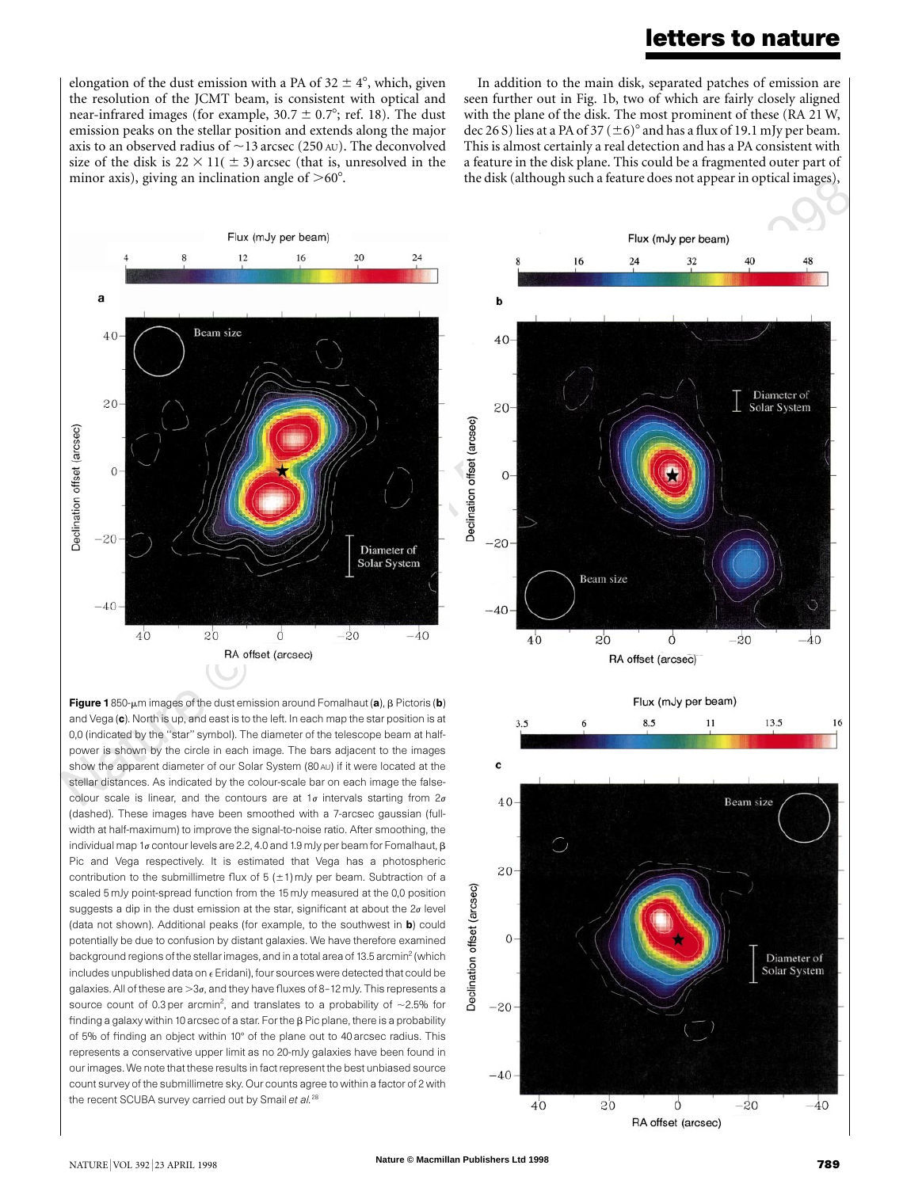elongation of the dust emission with a PA of 32 ± 4°, which, given the resolution of the JCMT beam, is consistent with optical and near-infrared images (for example, 30.7 ± 0.7°; ref. 18). The dust emission peaks on the stellar position and extends along the major axis to an observed radius of ~13 arcsec (250 AU). The deconvolved size of the disk is 22 × 11(± 3) arcsec (that is, unresolved in the minor axis), giving an inclination angle of >60°.

In addition to the main disk, separated patches of emission are seen further out in Fig. 1b, two of which are fairly closely aligned with the plane of the disk. The most prominent of these (RA 21 W, dec 26 S) lies at a PA of 37 (±6)° and has a flux of 19.1 mJy per beam. This is almost certainly a real detection and has a PA consistent with a feature in the disk plane. This could be a fragmented outer part of the disk (although such a feature does not appear in optical images),

**Figure 1** 850-μm images of the dust emission around Fomalhaut (**a**), β Pictoris (**b**) and Vega (**c**). North is up, and east is to the left. In each map the star position is at 0,0 (indicated by the "star" symbol). The diameter of the telescope beam at half-power is shown by the circle in each image. The bars adjacent to the images show the apparent diameter of our Solar System (80 AU) if it were located at the stellar distances. As indicated by the colour-scale bar on each image the false-colour scale is linear, and the contours are at 1σ intervals starting from 2σ (dashed). These images have been smoothed with a 7-arcsec gaussian (full-width at half-maximum) to improve the signal-to-noise ratio. After smoothing, the individual map 1σ contour levels are 2.2, 4.0 and 1.9 mJy per beam for Fomalhaut, β Pic and Vega respectively. It is estimated that Vega has a photospheric contribution to the submillimetre flux of 5 (±1) mJy per beam. Subtraction of a scaled 5 mJy point-spread function from the 15 mJy measured at the 0,0 position suggests a dip in the dust emission at the star, significant at about the 2σ level (data not shown). Additional peaks (for example, to the southwest in **b**) could potentially be due to confusion by distant galaxies. We have therefore examined background regions of the stellar images, and in a total area of 13.5 arcmin² (which includes unpublished data on ε Eridani), four sources were detected that could be galaxies. All of these are >3σ, and they have fluxes of 8–12 mJy. This represents a source count of 0.3 per arcmin², and translates to a probability of ~2.5% for finding a galaxy within 10 arcsec of a star. For the β Pic plane, there is a probability of 5% of finding an object within 10° of the plane out to 40 arcsec radius. This represents a conservative upper limit as no 20-mJy galaxies have been found in our images. We note that these results in fact represent the best unbiased source count survey of the submillimetre sky. Our counts agree to within a factor of 2 with the recent SCUBA survey carried out by Smail *et al.*[28]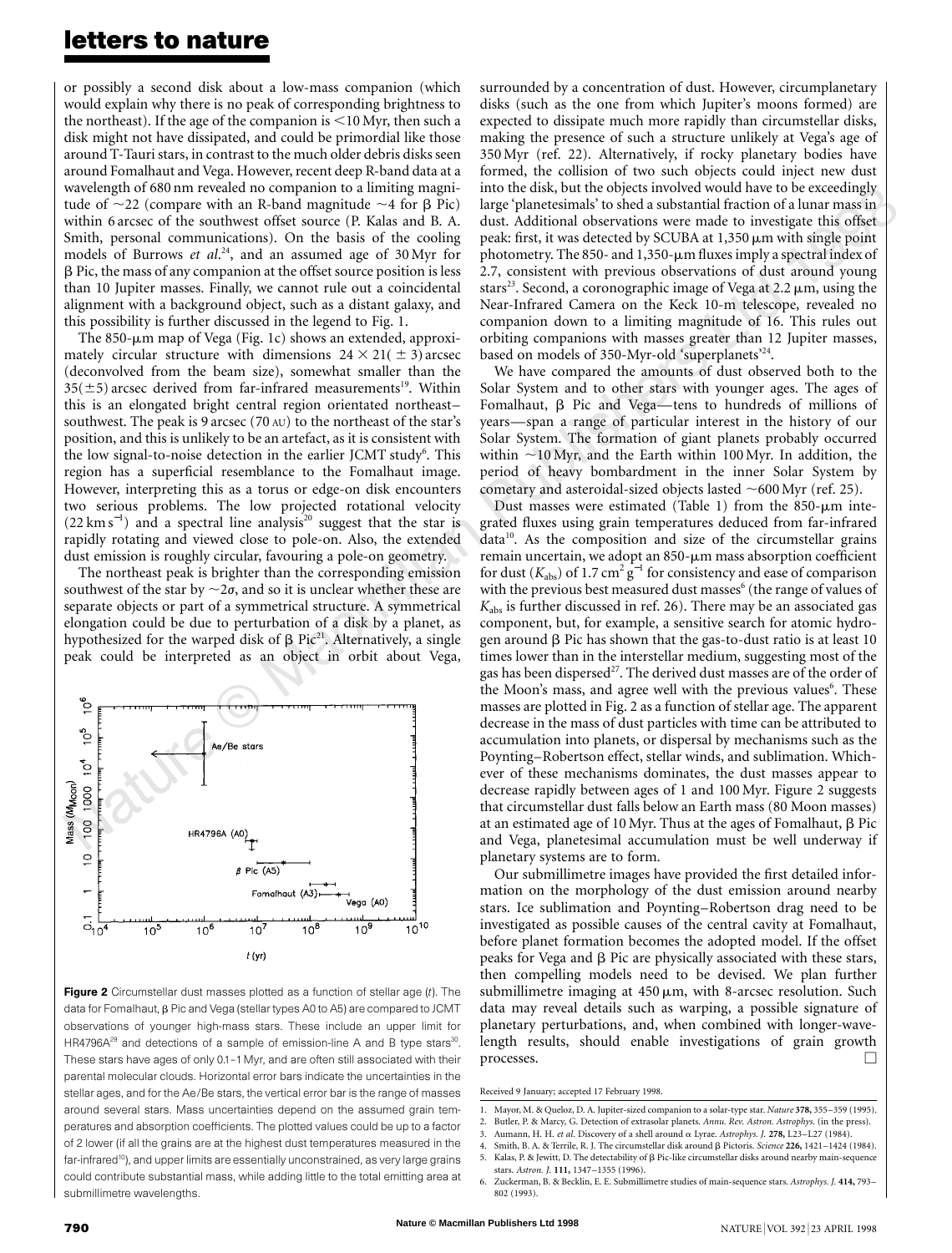or possibly a second disk about a low-mass companion (which would explain why there is no peak of corresponding brightness to the northeast). If the age of the companion is <10 Myr, then such a disk might not have dissipated, and could be primordial like those around T-Tauri stars, in contrast to the much older debris disks seen around Fomalhaut and Vega. However, recent deep R-band data at a wavelength of 680 nm revealed no companion to a limiting magnitude of ~22 (compare with an R-band magnitude ~4 for β Pic) within 6 arcsec of the southwest offset source (P. Kalas and B. A. Smith, personal communications). On the basis of the cooling models of Burrows *et al.*[24], and an assumed age of 30 Myr for β Pic, the mass of any companion at the offset source position is less than 10 Jupiter masses. Finally, we cannot rule out a coincidental alignment with a background object, such as a distant galaxy, and this possibility is further discussed in the legend to Fig. 1.

The 850-μm map of Vega (Fig. 1c) shows an extended, approximately circular structure with dimensions 24 × 21(±3) arcsec (deconvolved from the beam size), somewhat smaller than the 35(±5) arcsec derived from far-infrared measurements[19]. Within this is an elongated bright central region orientated northeast–southwest. The peak is 9 arcsec (70 AU) to the northeast of the star's position, and this is unlikely to be an artefact, as it is consistent with the low signal-to-noise detection in the earlier JCMT study[6]. This region has a superficial resemblance to the Fomalhaut image. However, interpreting this as a torus or edge-on disk encounters two serious problems. The low projected rotational velocity (22 km s$^{-1}$) and a spectral line analysis[20] suggest that the star is rapidly rotating and viewed close to pole-on. Also, the extended dust emission is roughly circular, favouring a pole-on geometry.

The northeast peak is brighter than the corresponding emission southwest of the star by ~2σ, and so it is unclear whether these are separate objects or part of a symmetrical structure. A symmetrical elongation could be due to perturbation of a disk by a planet, as hypothesized for the warped disk of β Pic[21]. Alternatively, a single peak could be interpreted as an object in orbit about Vega, surrounded by a concentration of dust. However, circumplanetary disks (such as the one from which Jupiter's moons formed) are expected to dissipate much more rapidly than circumstellar disks, making the presence of such a structure unlikely at Vega's age of 350 Myr (ref. 22). Alternatively, if rocky planetary bodies have formed, the collision of two such objects could inject new dust into the disk, but the objects involved would have to be exceedingly large 'planetesimals' to shed a substantial fraction of a lunar mass in dust. Additional observations were made to investigate this offset peak: first, it was detected by SCUBA at 1,350 μm with single point photometry. The 850- and 1,350-μm fluxes imply a spectral index of 2.7, consistent with previous observations of dust around young stars[23]. Second, a coronographic image of Vega at 2.2 μm, using the Near-Infrared Camera on the Keck 10-m telescope, revealed no companion down to a limiting magnitude of 16. This rules out orbiting companions with masses greater than 12 Jupiter masses, based on models of 350-Myr-old 'superplanets'[24].

We have compared the amounts of dust observed both to the Solar System and to other stars with younger ages. The ages of Fomalhaut, β Pic and Vega—tens to hundreds of millions of years—span a range of particular interest in the history of our Solar System. The formation of giant planets probably occurred within ~10 Myr, and the Earth within 100 Myr. In addition, the period of heavy bombardment in the inner Solar System by cometary and asteroidal-sized objects lasted ~600 Myr (ref. 25).

Dust masses were estimated (Table 1) from the 850-μm integrated fluxes using grain temperatures deduced from far-infrared data[10]. As the composition and size of the circumstellar grains remain uncertain, we adopt an 850-μm mass absorption coefficient for dust ($K_{abs}$) of 1.7 cm$^2$ g$^{-1}$ for consistency and ease of comparison with the previous best measured dust masses[6] (the range of values of $K_{abs}$ is further discussed in ref. 26). There may be an associated gas component, but, for example, a sensitive search for atomic hydrogen around β Pic has shown that the gas-to-dust ratio is at least 10 times lower than in the interstellar medium, suggesting most of the gas has been dispersed[27]. The derived dust masses are of the order of the Moon's mass, and agree well with the previous values[6]. These masses are plotted in Fig. 2 as a function of stellar age. The apparent decrease in the mass of dust particles with time can be attributed to accumulation into planets, or dispersal by mechanisms such as the Poynting–Robertson effect, stellar winds, and sublimation. Whichever of these mechanisms dominates, the dust masses appear to decrease rapidly between ages of 1 and 100 Myr. Figure 2 suggests that circumstellar dust falls below an Earth mass (80 Moon masses) at an estimated age of 10 Myr. Thus at the ages of Fomalhaut, β Pic and Vega, planetesimal accumulation must be well underway if planetary systems are to form.

Our submillimetre images have provided the first detailed information on the morphology of the dust emission around nearby stars. Ice sublimation and Poynting–Robertson drag need to be investigated as possible causes of the central cavity at Fomalhaut, before planet formation becomes the adopted model. If the offset peaks for Vega and β Pic are physically associated with these stars, then compelling models need to be devised. We plan further submillimetre imaging at 450 μm, with 8-arcsec resolution. Such data may reveal details such as warping, a possible signature of planetary perturbations, and, when combined with longer-wavelength results, should enable investigations of grain growth processes. □

**Figure 2** Circumstellar dust masses plotted as a function of stellar age ($t$). The data for Fomalhaut, β Pic and Vega (stellar types A0 to A5) are compared to JCMT observations of younger high-mass stars. These include an upper limit for HR4796A[29] and detections of a sample of emission-line A and B type stars[30]. These stars have ages of only 0.1–1 Myr, and are often still associated with their parental molecular clouds. Horizontal error bars indicate the uncertainties in the stellar ages, and for the Ae/Be stars, the vertical error bar is the range of masses around several stars. Mass uncertainties depend on the assumed grain temperatures and absorption coefficients. The plotted values could be up to a factor of 2 lower (if all the grains are at the highest dust temperatures measured in the far-infrared[10]), and upper limits are essentially unconstrained, as very large grains could contribute substantial mass, while adding little to the total emitting area at submillimetre wavelengths.

Received 9 January; accepted 17 February 1998.

1. Mayor, M. & Queloz, D. A. Jupiter-sized companion to a solar-type star. *Nature* **378,** 355–359 (1995).
2. Butler, P. & Marcy, G. Detection of extrasolar planets. *Annu. Rev. Astron. Astrophys.* (in the press).
3. Aumann, H. H. *et al.* Discovery of a shell around α Lyrae. *Astrophys. J.* **278,** L23–L27 (1984).
4. Smith, B. A. & Terrile, R. J. The circumstellar disk around β Pictoris. *Science* **226,** 1421–1424 (1984).
5. Kalas, P. & Jewitt, D. The detectability of β Pic-like circumstellar disks around nearby main-sequence stars. *Astron. J.* **111,** 1347–1355 (1996).
6. Zuckerman, B. & Becklin, E. E. Submillimetre studies of main-sequence stars. *Astrophys. J.* **414,** 793–802 (1993).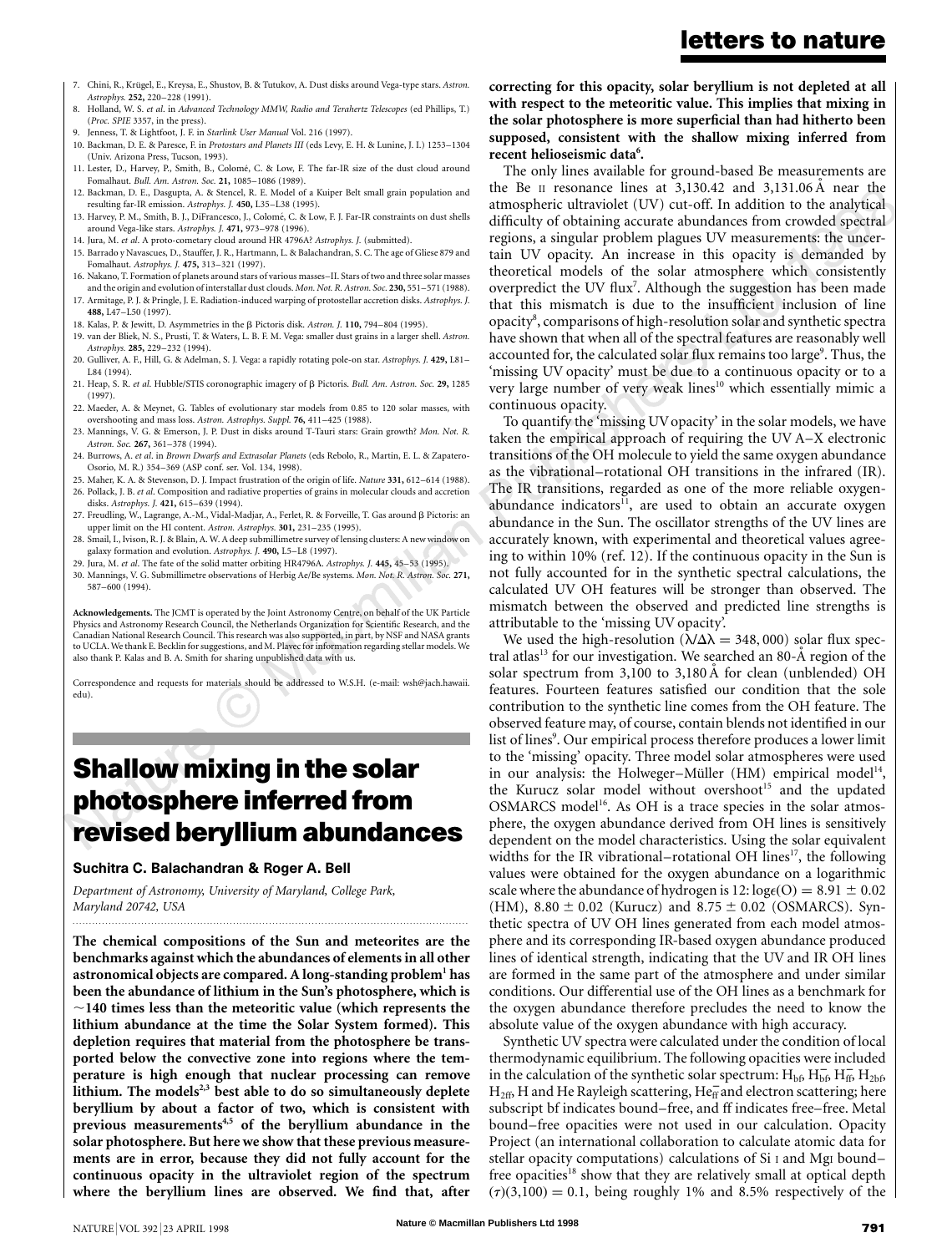7. Chini, R., Krügel, E., Kreysa, E., Shustov, B. & Tutukov, A. Dust disks around Vega-type stars. *Astron. Astrophys.* **252,** 220–228 (1991).
8. Holland, W. S. *et al*. in *Advanced Technology MMW, Radio and Terahertz Telescopes* (ed Phillips, T.) (*Proc. SPIE* 3357, in the press).
9. Jenness, T. & Lightfoot, J. F. in *Starlink User Manual* Vol. 216 (1997).
10. Backman, D. E. & Paresce, F. in *Protostars and Planets III* (eds Levy, E. H. & Lunine, J. I.) 1253–1304 (Univ. Arizona Press, Tucson, 1993).
11. Lester, D., Harvey, P., Smith, B., Colomé, C. & Low, F. The far-IR size of the dust cloud around Fomalhaut. *Bull. Am. Astron. Soc.* **21,** 1085–1086 (1989).
12. Backman, D. E., Dasgupta, A. & Stencel, R. E. Model of a Kuiper Belt small grain population and resulting far-IR emission. *Astrophys. J.* **450,** L35–L38 (1995).
13. Harvey, P. M., Smith, B. J., DiFrancesco, J., Colomé, C. & Low, F. J. Far-IR constraints on dust shells around Vega-like stars. *Astrophys. J.* **471,** 973–978 (1996).
14. Jura, M. *et al*. A proto-cometary cloud around HR 4796A? *Astrophys. J.* (submitted).
15. Barrado y Navascues, D., Stauffer, J. R., Hartmann, L. & Balachandran, S. C. The age of Gliese 879 and Fomalhaut. *Astrophys. J.* **475,** 313–321 (1997).
16. Nakano, T. Formation of planets around stars of various masses—II. Stars of two and three solar masses and the origin and evolution of interstellar dust clouds. *Mon. Not. R. Astron. Soc.* **230,** 551–571 (1988).
17. Armitage, P. J. & Pringle, J. E. Radiation-induced warping of protostellar accretion disks. *Astrophys. J.* **488,** L47–L50 (1997).
18. Kalas, P. & Jewitt, D. Asymmetries in the β Pictoris disk. *Astron. J.* **110,** 794–804 (1995).
19. van der Bliek, N. S., Prusti, T. & Waters, L. B. F. M. Vega: smaller dust grains in a larger shell. *Astron. Astrophys.* **285,** 229–232 (1994).
20. Gulliver, A. F., Hill, G. & Adelman, S. J. Vega: a rapidly rotating pole-on star. *Astrophys. J.* **429,** L81–L84 (1994).
21. Heap, S. R. *et al*. Hubble/STIS coronographic imagery of β Pictoris. *Bull. Am. Astron. Soc.* **29,** 1285 (1997).
22. Maeder, A. & Meynet, G. Tables of evolutionary star models from 0.85 to 120 solar masses, with overshooting and mass loss. *Astron. Astrophys. Suppl.* **76,** 411–425 (1988).
23. Mannings, V. G. & Emerson, J. P. Dust in disks around T-Tauri stars: Grain growth? *Mon. Not. R. Astron. Soc.* **267,** 361–378 (1994).
24. Burrows, A. *et al*. in *Brown Dwarfs and Extrasolar Planets* (eds Rebolo, R., Martin, E. L. & Zapatero-Osorio, M. R.) 354–369 (ASP conf. ser. Vol. 134, 1998).
25. Maher, K. A. & Stevenson, D. J. Impact frustration of the origin of life. *Nature* **331,** 612–614 (1988).
26. Pollack, J. B. *et al*. Composition and radiative properties of grains in molecular clouds and accretion disks. *Astrophys. J.* **421,** 615–639 (1994).
27. Freudling, W., Lagrange, A.-M., Vidal-Madjar, A., Ferlet, R. & Forveille, T. Gas around β Pictoris: an upper limit on the HI content. *Astron. Astrophys.* **301,** 231–235 (1995).
28. Smail, I., Ivison, R. J. & Blain, A. W. A deep submillimetre survey of lensing clusters: A new window on galaxy formation and evolution. *Astrophys. J.* **490,** L5–L8 (1997).
29. Jura, M. *et al*. The fate of the solid matter orbiting HR4796A. *Astrophys. J.* **445,** 45–53 (1995).
30. Mannings, V. G. Submillimetre observations of Herbig Ae/Be systems. *Mon. Not. R. Astron. Soc.* **271,** 587–600 (1994).

**Acknowledgements.** The JCMT is operated by the Joint Astronomy Centre, on behalf of the UK Particle Physics and Astronomy Research Council, the Netherlands Organization for Scientific Research, and the Canadian National Research Council. This research was also supported, in part, by NSF and NASA grants to UCLA. We thank E. Becklin for suggestions, and M. Plavec for information regarding stellar models. We also thank P. Kalas and B. A. Smith for sharing unpublished data with us.

Correspondence and requests for materials should be addressed to W.S.H. (e-mail: wsh@jach.hawaii.edu).

# Shallow mixing in the solar photosphere inferred from revised beryllium abundances

**Suchitra C. Balachandran & Roger A. Bell**

*Department of Astronomy, University of Maryland, College Park, Maryland 20742, USA*

**The chemical compositions of the Sun and meteorites are the benchmarks against which the abundances of elements in all other astronomical objects are compared. A long-standing problem[1] has been the abundance of lithium in the Sun's photosphere, which is ~140 times less than the meteoritic value (which represents the lithium abundance at the time the Solar System formed). This depletion requires that material from the photosphere be transported below the convective zone into regions where the temperature is high enough that nuclear processing can remove lithium. The models[2,3] best able to do so simultaneously deplete beryllium by about a factor of two, which is consistent with previous measurements[4,5] of the beryllium abundance in the solar photosphere. But here we show that these previous measurements are in error, because they did not fully account for the continuous opacity in the ultraviolet region of the spectrum where the beryllium lines are observed. We find that, after correcting for this opacity, solar beryllium is not depleted at all with respect to the meteoritic value. This implies that mixing in the solar photosphere is more superficial than had hitherto been supposed, consistent with the shallow mixing inferred from recent helioseismic data[6].**

The only lines available for ground-based Be measurements are the Be II resonance lines at 3,130.42 and 3,131.06 Å near the atmospheric ultraviolet (UV) cut-off. In addition to the analytical difficulty of obtaining accurate abundances from crowded spectral regions, a singular problem plagues UV measurements: the uncertain UV opacity. An increase in this opacity is demanded by theoretical models of the solar atmosphere which consistently overpredict the UV flux[7]. Although the suggestion has been made that this mismatch is due to the insufficient inclusion of line opacity[8], comparisons of high-resolution solar and synthetic spectra have shown that when all of the spectral features are reasonably well accounted for, the calculated solar flux remains too large[9]. Thus, the 'missing UV opacity' must be due to a continuous opacity or to a very large number of very weak lines[10] which essentially mimic a continuous opacity.

To quantify the 'missing UV opacity' in the solar models, we have taken the empirical approach of requiring the UV A–X electronic transitions of the OH molecule to yield the same oxygen abundance as the vibrational–rotational OH transitions in the infrared (IR). The IR transitions, regarded as one of the more reliable oxygen-abundance indicators[11], are used to obtain an accurate oxygen abundance in the Sun. The oscillator strengths of the UV lines are accurately known, with experimental and theoretical values agreeing to within 10% (ref. 12). If the continuous opacity in the Sun is not fully accounted for in the synthetic spectral calculations, the calculated UV OH features will be stronger than observed. The mismatch between the observed and predicted line strengths is attributable to the 'missing UV opacity'.

We used the high-resolution ($\lambda/\Delta\lambda = 348{,}000$) solar flux spectral atlas[13] for our investigation. We searched an 80-Å region of the solar spectrum from 3,100 to 3,180 Å for clean (unblended) OH features. Fourteen features satisfied our condition that the sole contribution to the synthetic line comes from the OH feature. The observed feature may, of course, contain blends not identified in our list of lines[9]. Our empirical process therefore produces a lower limit to the 'missing' opacity. Three model solar atmospheres were used in our analysis: the Holweger–Müller (HM) empirical model[14], the Kurucz solar model without overshoot[15] and the updated OSMARCS model[16]. As OH is a trace species in the solar atmosphere, the oxygen abundance derived from OH lines is sensitively dependent on the model characteristics. Using the solar equivalent widths for the IR vibrational–rotational OH lines[17], the following values were obtained for the oxygen abundance on a logarithmic scale where the abundance of hydrogen is 12: $\log\epsilon(\mathrm{O}) = 8.91 \pm 0.02$ (HM), $8.80 \pm 0.02$ (Kurucz) and $8.75 \pm 0.02$ (OSMARCS). Synthetic spectra of UV OH lines generated from each model atmosphere and its corresponding IR-based oxygen abundance produced lines of identical strength, indicating that the UV and IR OH lines are formed in the same part of the atmosphere and under similar conditions. Our differential use of the OH lines as a benchmark for the oxygen abundance therefore precludes the need to know the absolute value of the oxygen abundance with high accuracy.

Synthetic UV spectra were calculated under the condition of local thermodynamic equilibrium. The following opacities were included in the calculation of the synthetic solar spectrum: $\mathrm{H_{bf}}$, $\mathrm{H^-_{bf}}$, $\mathrm{H^-_{ff}}$, $\mathrm{H_{2bf}}$, $\mathrm{H_{2ff}}$, H and He Rayleigh scattering, $\mathrm{He^-_{ff}}$ and electron scattering; here subscript bf indicates bound–free, and ff indicates free–free. Metal bound–free opacities were not used in our calculation. Opacity Project (an international collaboration to calculate atomic data for stellar opacity computations) calculations of Si I and Mg I bound–free opacities[18] show that they are relatively small at optical depth $(\tau)(3{,}100) = 0.1$, being roughly 1% and 8.5% respectively of the